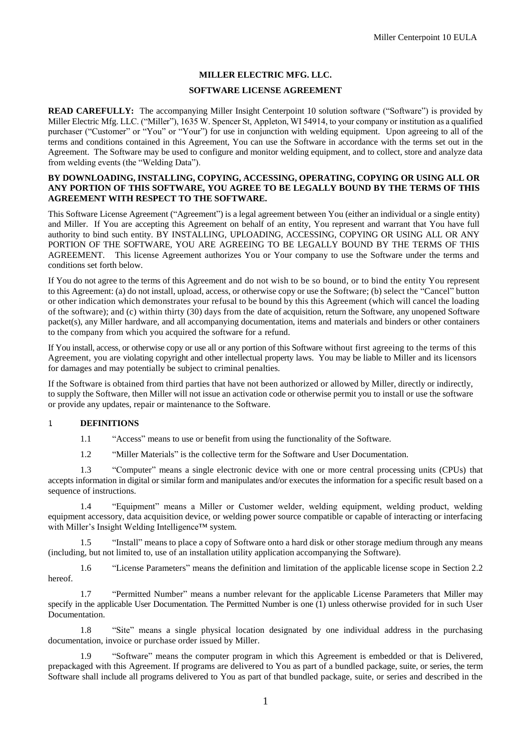**MILLER ELECTRIC MFG. LLC.**

**SOFTWARE LICENSE AGREEMENT**

**READ CAREFULLY:** The accompanying Miller Insight Centerpoint 10 solution software ("Software") is provided by Miller Electric Mfg. LLC. ("Miller"), 1635 W. Spencer St, Appleton, WI 54914, to your company or institution as a qualified purchaser ("Customer" or "You" or "Your") for use in conjunction with welding equipment. Upon agreeing to all of the terms and conditions contained in this Agreement, You can use the Software in accordance with the terms set out in the Agreement. The Software may be used to configure and monitor welding equipment, and to collect, store and analyze data from welding events (the "Welding Data").

**BY DOWNLOADING, INSTALLING, COPYING, ACCESSING, OPERATING, COPYING OR USING ALL OR ANY PORTION OF THIS SOFTWARE, YOU AGREE TO BE LEGALLY BOUND BY THE TERMS OF THIS AGREEMENT WITH RESPECT TO THE SOFTWARE.**

This Software License Agreement ("Agreement") is a legal agreement between You (either an individual or a single entity) and Miller. If You are accepting this Agreement on behalf of an entity, You represent and warrant that You have full authority to bind such entity. BY INSTALLING, UPLOADING, ACCESSING, COPYING OR USING ALL OR ANY PORTION OF THE SOFTWARE, YOU ARE AGREEING TO BE LEGALLY BOUND BY THE TERMS OF THIS AGREEMENT. This license Agreement authorizes You or Your company to use the Software under the terms and conditions set forth below.

If You do not agree to the terms of this Agreement and do not wish to be so bound, or to bind the entity You represent to this Agreement: (a) do not install, upload, access, or otherwise copy or use the Software; (b) select the "Cancel" button or other indication which demonstrates your refusal to be bound by this this Agreement (which will cancel the loading of the software); and (c) within thirty (30) days from the date of acquisition, return the Software, any unopened Software packet(s), any Miller hardware, and all accompanying documentation, items and materials and binders or other containers to the company from which you acquired the software for a refund.

If You install, access, or otherwise copy or use all or any portion of this Software without first agreeing to the terms of this Agreement, you are violating copyright and other intellectual property laws. You may be liable to Miller and its licensors for damages and may potentially be subject to criminal penalties.

If the Software is obtained from third parties that have not been authorized or allowed by Miller, directly or indirectly, to supply the Software, then Miller will not issue an activation code or otherwise permit you to install or use the software or provide any updates, repair or maintenance to the Software.

## 1 DEFINITIONS

1.1 "Access" means to use or benefit from using the functionality of the Software.

1.2 "Miller Materials" is the collective term for the Software and User Documentation.

1.3 "Computer" means a single electronic device with one or more central processing units (CPUs) that accepts information in digital or similar form and manipulates and/or executes the information for a specific result based on a sequence of instructions.

1.4 "Equipment" means a Miller or Customer welder, welding equipment, welding product, welding equipment accessory, data acquisition device, or welding power source compatible or capable of interacting or interfacing with Miller's Insight Welding Intelligence™ system.

1.5 "Install" means to place a copy of Software onto a hard disk or other storage medium through any means (including, but not limited to, use of an installation utility application accompanying the Software).

1.6 "License Parameters" means the definition and limitation of the applicable license scope in Section 2.2 hereof.

1.7 "Permitted Number" means a number relevant for the applicable License Parameters that Miller may specify in the applicable User Documentation. The Permitted Number is one (1) unless otherwise provided for in such User Documentation.

1.8 "Site" means a single physical location designated by one individual address in the purchasing documentation, invoice or purchase order issued by Miller.

1.9 "Software" means the computer program in which this Agreement is embedded or that is Delivered, prepackaged with this Agreement. If programs are delivered to You as part of a bundled package, suite, or series, the term Software shall include all programs delivered to You as part of that bundled package, suite, or series and described in the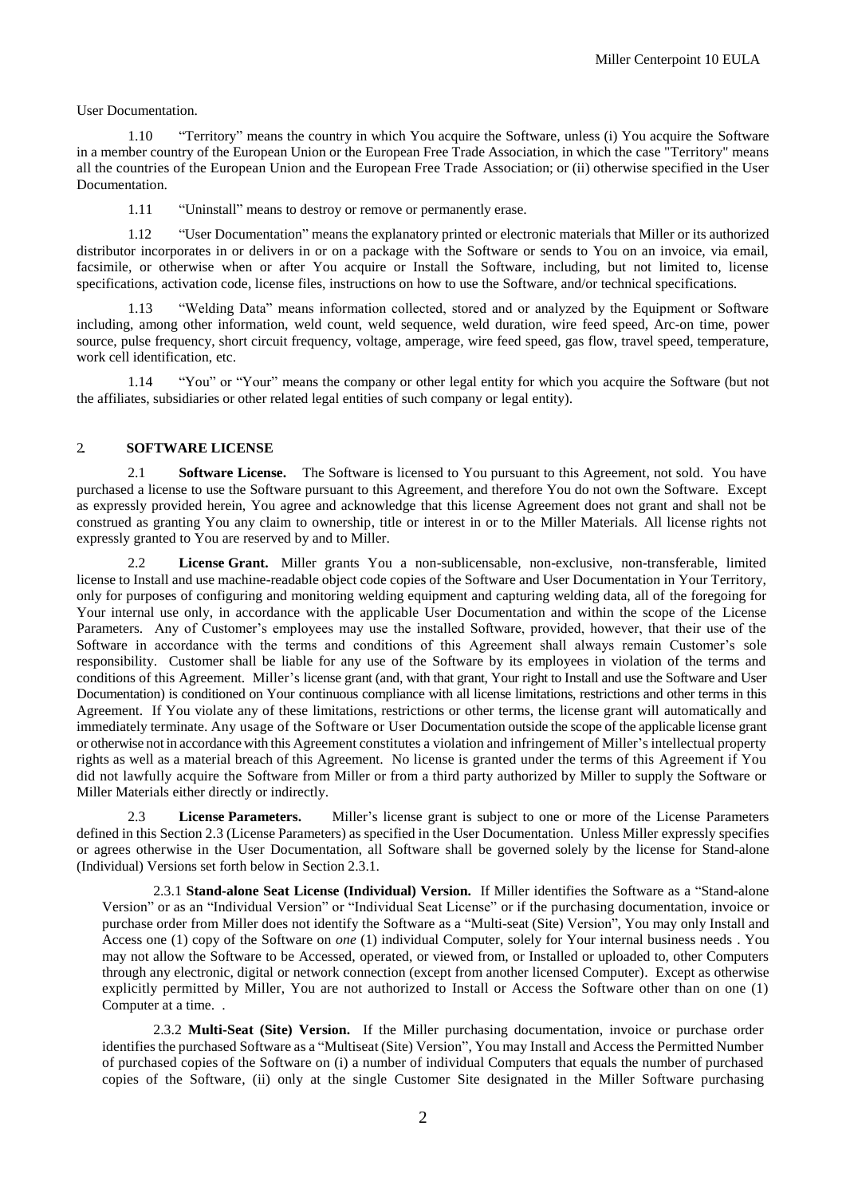User Documentation.

1.10 "Territory" means the country in which You acquire the Software, unless (i) You acquire the Software in a member country of the European Union or the European Free Trade Association, in which the case "Territory" means all the countries of the European Union and the European Free Trade Association; or (ii) otherwise specified in the User Documentation.

1.11 "Uninstall" means to destroy or remove or permanently erase.

1.12 "User Documentation" means the explanatory printed or electronic materials that Miller or its authorized distributor incorporates in or delivers in or on a package with the Software or sends to You on an invoice, via email, facsimile, or otherwise when or after You acquire or Install the Software, including, but not limited to, license specifications, activation code, license files, instructions on how to use the Software, and/or technical specifications.

1.13 "Welding Data" means information collected, stored and or analyzed by the Equipment or Software including, among other information, weld count, weld sequence, weld duration, wire feed speed, Arc-on time, power source, pulse frequency, short circuit frequency, voltage, amperage, wire feed speed, gas flow, travel speed, temperature, work cell identification, etc.

1.14 "You" or "Your" means the company or other legal entity for which you acquire the Software (but not the affiliates, subsidiaries or other related legal entities of such company or legal entity).

## 2. SOFTWARE LICENSE

2.1 **Software License.** The Software is licensed to You pursuant to this Agreement, not sold. You have purchased a license to use the Software pursuant to this Agreement, and therefore You do not own the Software. Except as expressly provided herein, You agree and acknowledge that this license Agreement does not grant and shall not be construed as granting You any claim to ownership, title or interest in or to the Miller Materials. All license rights not expressly granted to You are reserved by and to Miller.

2.2 **License Grant.** Miller grants You a non-sublicensable, non-exclusive, non-transferable, limited license to Install and use machine-readable object code copies of the Software and User Documentation in Your Territory, only for purposes of configuring and monitoring welding equipment and capturing welding data, all of the foregoing for Your internal use only, in accordance with the applicable User Documentation and within the scope of the License Parameters. Any of Customer's employees may use the installed Software, provided, however, that their use of the Software in accordance with the terms and conditions of this Agreement shall always remain Customer's sole responsibility. Customer shall be liable for any use of the Software by its employees in violation of the terms and conditions of this Agreement. Miller's license grant (and, with that grant, Your right to Install and use the Software and User Documentation) is conditioned on Your continuous compliance with all license limitations, restrictions and other terms in this Agreement. If You violate any of these limitations, restrictions or other terms, the license grant will automatically and immediately terminate. Any usage of the Software or User Documentation outside the scope of the applicable license grant or otherwise not in accordance with this Agreement constitutes a violation and infringement of Miller's intellectual property rights as well as a material breach of this Agreement. No license is granted under the terms of this Agreement if You did not lawfully acquire the Software from Miller or from a third party authorized by Miller to supply the Software or Miller Materials either directly or indirectly.

2.3 **License Parameters.** Miller's license grant is subject to one or more of the License Parameters defined in this Section 2.3 (License Parameters) as specified in the User Documentation. Unless Miller expressly specifies or agrees otherwise in the User Documentation, all Software shall be governed solely by the license for Stand-alone (Individual) Versions set forth below in Section 2.3.1.

2.3.1 **Stand-alone Seat License (Individual) Version.** If Miller identifies the Software as a "Stand-alone Version" or as an "Individual Version" or "Individual Seat License" or if the purchasing documentation, invoice or purchase order from Miller does not identify the Software as a "Multi-seat (Site) Version", You may only Install and Access one (1) copy of the Software on *one* (1) individual Computer, solely for Your internal business needs . You may not allow the Software to be Accessed, operated, or viewed from, or Installed or uploaded to, other Computers through any electronic, digital or network connection (except from another licensed Computer). Except as otherwise explicitly permitted by Miller, You are not authorized to Install or Access the Software other than on one (1) Computer at a time. .

2.3.2 **Multi-Seat (Site) Version.** If the Miller purchasing documentation, invoice or purchase order identifies the purchased Software as a "Multiseat (Site) Version", You may Install and Access the Permitted Number of purchased copies of the Software on (i) a number of individual Computers that equals the number of purchased copies of the Software, (ii) only at the single Customer Site designated in the Miller Software purchasing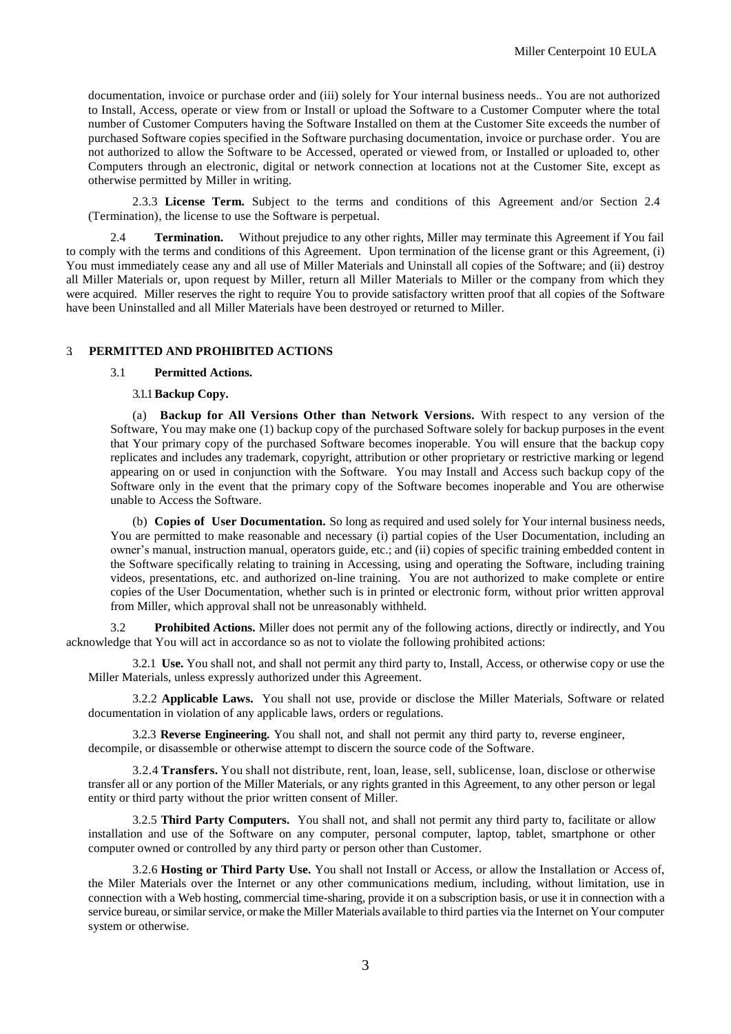documentation, invoice or purchase order and (iii) solely for Your internal business needs.. You are not authorized to Install, Access, operate or view from or Install or upload the Software to a Customer Computer where the total number of Customer Computers having the Software Installed on them at the Customer Site exceeds the number of purchased Software copies specified in the Software purchasing documentation, invoice or purchase order. You are not authorized to allow the Software to be Accessed, operated or viewed from, or Installed or uploaded to, other Computers through an electronic, digital or network connection at locations not at the Customer Site, except as otherwise permitted by Miller in writing.

2.3.3 **License Term.** Subject to the terms and conditions of this Agreement and/or Section 2.4 (Termination), the license to use the Software is perpetual.

2.4 **Termination.** Without prejudice to any other rights, Miller may terminate this Agreement if You fail to comply with the terms and conditions of this Agreement. Upon termination of the license grant or this Agreement, (i) You must immediately cease any and all use of Miller Materials and Uninstall all copies of the Software; and (ii) destroy all Miller Materials or, upon request by Miller, return all Miller Materials to Miller or the company from which they were acquired. Miller reserves the right to require You to provide satisfactory written proof that all copies of the Software have been Uninstalled and all Miller Materials have been destroyed or returned to Miller.

## 3 PERMITTED AND PROHIBITED ACTIONS

### 3.1 Permitted Actions.

#### 3.1.1 Backup Copy.

(a) **Backup for All Versions Other than Network Versions.** With respect to any version of the Software, You may make one (1) backup copy of the purchased Software solely for backup purposes in the event that Your primary copy of the purchased Software becomes inoperable. You will ensure that the backup copy replicates and includes any trademark, copyright, attribution or other proprietary or restrictive marking or legend appearing on or used in conjunction with the Software. You may Install and Access such backup copy of the Software only in the event that the primary copy of the Software becomes inoperable and You are otherwise unable to Access the Software.

(b) **Copies of User Documentation.** So long as required and used solely for Your internal business needs, You are permitted to make reasonable and necessary (i) partial copies of the User Documentation, including an owner's manual, instruction manual, operators guide, etc.; and (ii) copies of specific training embedded content in the Software specifically relating to training in Accessing, using and operating the Software, including training videos, presentations, etc. and authorized on-line training. You are not authorized to make complete or entire copies of the User Documentation, whether such is in printed or electronic form, without prior written approval from Miller, which approval shall not be unreasonably withheld.

3.2 **Prohibited Actions.** Miller does not permit any of the following actions, directly or indirectly, and You acknowledge that You will act in accordance so as not to violate the following prohibited actions:

3.2.1 **Use.** You shall not, and shall not permit any third party to, Install, Access, or otherwise copy or use the Miller Materials, unless expressly authorized under this Agreement.

3.2.2 **Applicable Laws.** You shall not use, provide or disclose the Miller Materials, Software or related documentation in violation of any applicable laws, orders or regulations.

3.2.3 **Reverse Engineering.** You shall not, and shall not permit any third party to, reverse engineer, decompile, or disassemble or otherwise attempt to discern the source code of the Software.

3.2.4 **Transfers.** You shall not distribute, rent, loan, lease, sell, sublicense, loan, disclose or otherwise transfer all or any portion of the Miller Materials, or any rights granted in this Agreement, to any other person or legal entity or third party without the prior written consent of Miller.

3.2.5 **Third Party Computers.** You shall not, and shall not permit any third party to, facilitate or allow installation and use of the Software on any computer, personal computer, laptop, tablet, smartphone or other computer owned or controlled by any third party or person other than Customer.

3.2.6 **Hosting or Third Party Use.** You shall not Install or Access, or allow the Installation or Access of, the Miler Materials over the Internet or any other communications medium, including, without limitation, use in connection with a Web hosting, commercial time-sharing, provide it on a subscription basis, or use it in connection with a service bureau, or similar service, or make the Miller Materials available to third parties via the Internet on Your computer system or otherwise.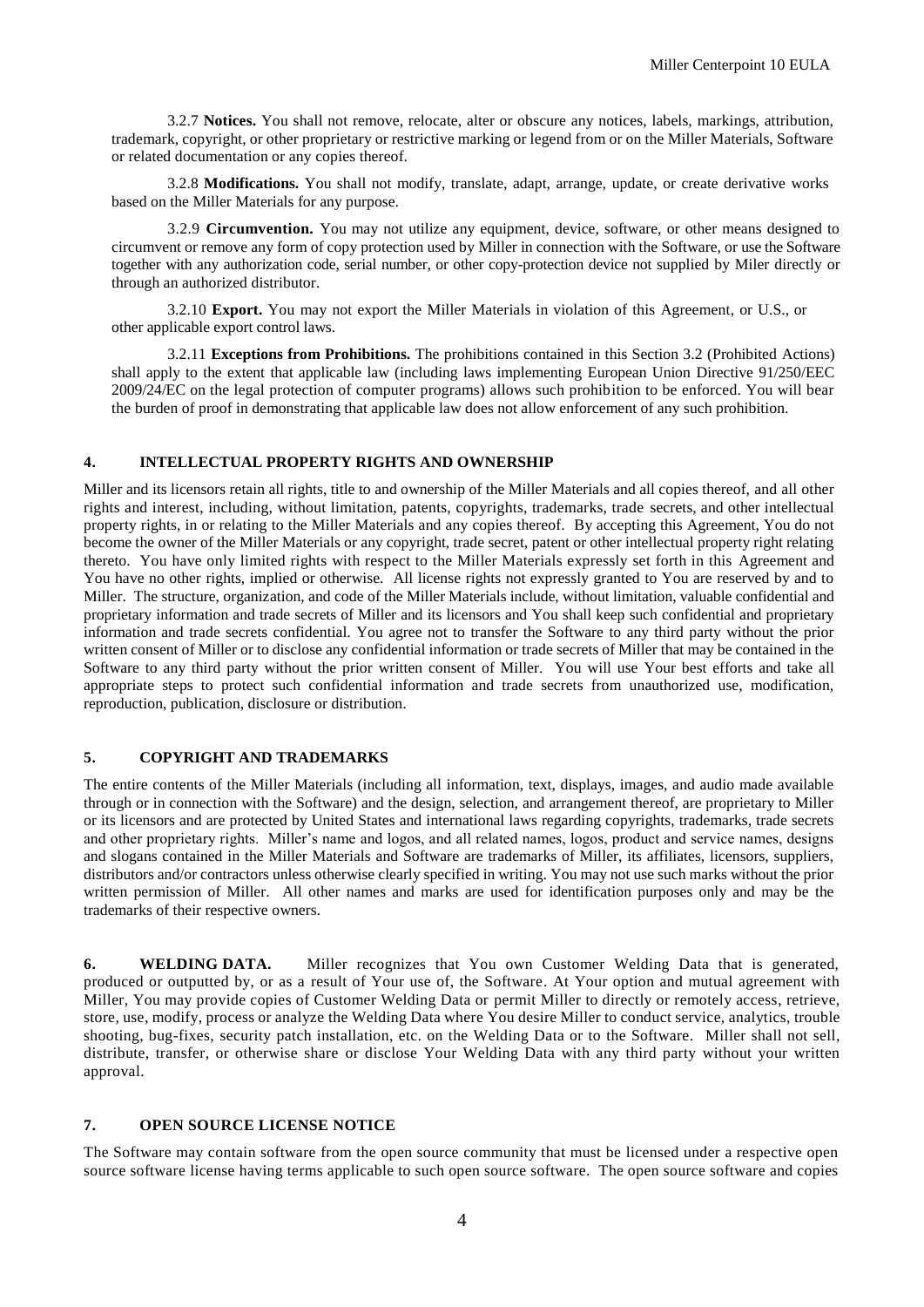3.2.7 **Notices.** You shall not remove, relocate, alter or obscure any notices, labels, markings, attribution, trademark, copyright, or other proprietary or restrictive marking or legend from or on the Miller Materials, Software or related documentation or any copies thereof.

3.2.8 **Modifications.** You shall not modify, translate, adapt, arrange, update, or create derivative works based on the Miller Materials for any purpose.

3.2.9 **Circumvention.** You may not utilize any equipment, device, software, or other means designed to circumvent or remove any form of copy protection used by Miller in connection with the Software, or use the Software together with any authorization code, serial number, or other copy-protection device not supplied by Miler directly or through an authorized distributor.

3.2.10 **Export.** You may not export the Miller Materials in violation of this Agreement, or U.S., or other applicable export control laws.

3.2.11 **Exceptions from Prohibitions.** The prohibitions contained in this Section 3.2 (Prohibited Actions) shall apply to the extent that applicable law (including laws implementing European Union Directive 91/250/EEC 2009/24/EC on the legal protection of computer programs) allows such prohibition to be enforced. You will bear the burden of proof in demonstrating that applicable law does not allow enforcement of any such prohibition.

## 4. INTELLECTUAL PROPERTY RIGHTS AND OWNERSHIP

Miller and its licensors retain all rights, title to and ownership of the Miller Materials and all copies thereof, and all other rights and interest, including, without limitation, patents, copyrights, trademarks, trade secrets, and other intellectual property rights, in or relating to the Miller Materials and any copies thereof. By accepting this Agreement, You do not become the owner of the Miller Materials or any copyright, trade secret, patent or other intellectual property right relating thereto. You have only limited rights with respect to the Miller Materials expressly set forth in this Agreement and You have no other rights, implied or otherwise. All license rights not expressly granted to You are reserved by and to Miller. The structure, organization, and code of the Miller Materials include, without limitation, valuable confidential and proprietary information and trade secrets of Miller and its licensors and You shall keep such confidential and proprietary information and trade secrets confidential. You agree not to transfer the Software to any third party without the prior written consent of Miller or to disclose any confidential information or trade secrets of Miller that may be contained in the Software to any third party without the prior written consent of Miller. You will use Your best efforts and take all appropriate steps to protect such confidential information and trade secrets from unauthorized use, modification, reproduction, publication, disclosure or distribution.

## 5. COPYRIGHT AND TRADEMARKS

The entire contents of the Miller Materials (including all information, text, displays, images, and audio made available through or in connection with the Software) and the design, selection, and arrangement thereof, are proprietary to Miller or its licensors and are protected by United States and international laws regarding copyrights, trademarks, trade secrets and other proprietary rights. Miller's name and logos, and all related names, logos, product and service names, designs and slogans contained in the Miller Materials and Software are trademarks of Miller, its affiliates, licensors, suppliers, distributors and/or contractors unless otherwise clearly specified in writing. You may not use such marks without the prior written permission of Miller. All other names and marks are used for identification purposes only and may be the trademarks of their respective owners.

**6. WELDING DATA.** Miller recognizes that You own Customer Welding Data that is generated, produced or outputted by, or as a result of Your use of, the Software. At Your option and mutual agreement with Miller, You may provide copies of Customer Welding Data or permit Miller to directly or remotely access, retrieve, store, use, modify, process or analyze the Welding Data where You desire Miller to conduct service, analytics, trouble shooting, bug-fixes, security patch installation, etc. on the Welding Data or to the Software. Miller shall not sell, distribute, transfer, or otherwise share or disclose Your Welding Data with any third party without your written approval.

## 7. OPEN SOURCE LICENSE NOTICE

The Software may contain software from the open source community that must be licensed under a respective open source software license having terms applicable to such open source software. The open source software and copies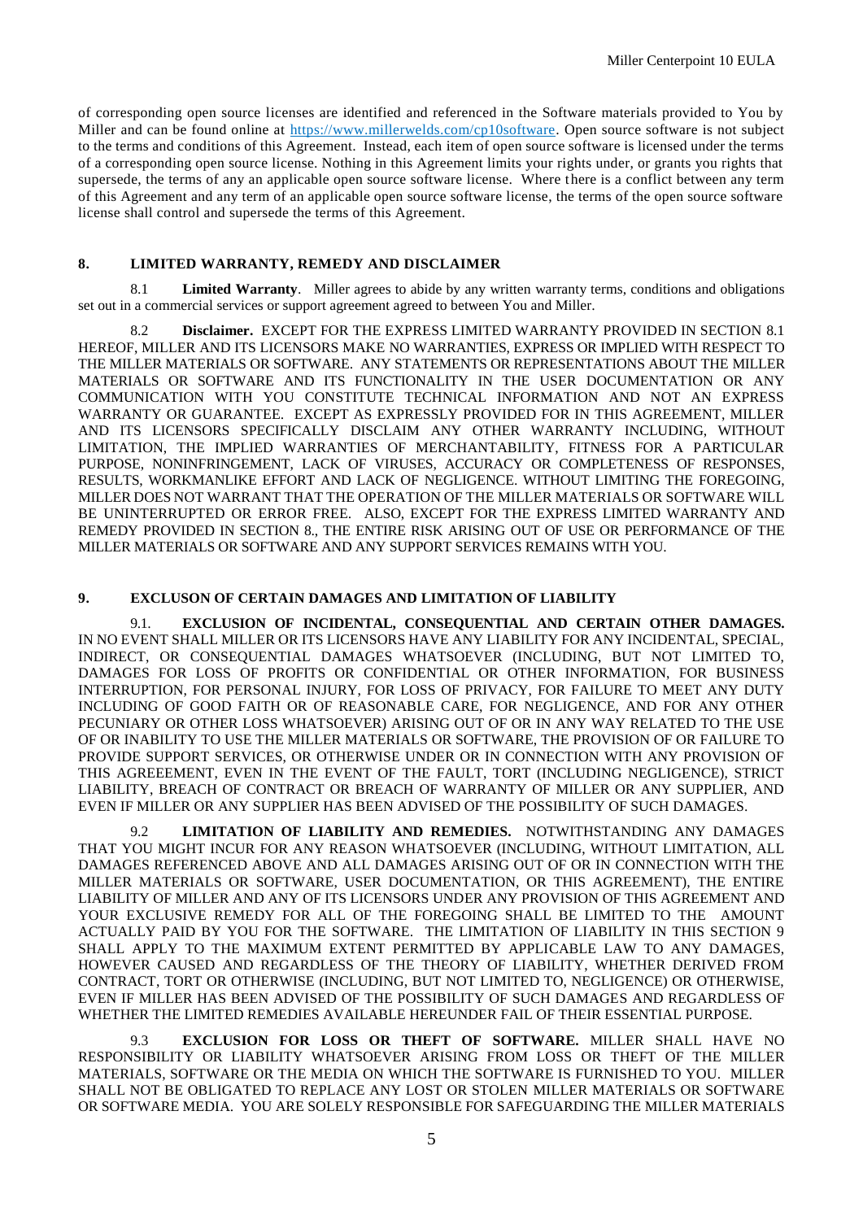of corresponding open source licenses are identified and referenced in the Software materials provided to You by Miller and can be found online at https://www.millerwelds.com/cp10software. Open source software is not subject to the terms and conditions of this Agreement. Instead, each item of open source software is licensed under the terms of a corresponding open source license. Nothing in this Agreement limits your rights under, or grants you rights that supersede, the terms of any an applicable open source software license. Where there is a conflict between any term of this Agreement and any term of an applicable open source software license, the terms of the open source software license shall control and supersede the terms of this Agreement.

## 8. LIMITED WARRANTY, REMEDY AND DISCLAIMER

8.1 **Limited Warranty**. Miller agrees to abide by any written warranty terms, conditions and obligations set out in a commercial services or support agreement agreed to between You and Miller.

8.2 **Disclaimer.** EXCEPT FOR THE EXPRESS LIMITED WARRANTY PROVIDED IN SECTION 8.1 HEREOF, MILLER AND ITS LICENSORS MAKE NO WARRANTIES, EXPRESS OR IMPLIED WITH RESPECT TO THE MILLER MATERIALS OR SOFTWARE. ANY STATEMENTS OR REPRESENTATIONS ABOUT THE MILLER MATERIALS OR SOFTWARE AND ITS FUNCTIONALITY IN THE USER DOCUMENTATION OR ANY COMMUNICATION WITH YOU CONSTITUTE TECHNICAL INFORMATION AND NOT AN EXPRESS WARRANTY OR GUARANTEE. EXCEPT AS EXPRESSLY PROVIDED FOR IN THIS AGREEMENT, MILLER AND ITS LICENSORS SPECIFICALLY DISCLAIM ANY OTHER WARRANTY INCLUDING, WITHOUT LIMITATION, THE IMPLIED WARRANTIES OF MERCHANTABILITY, FITNESS FOR A PARTICULAR PURPOSE, NONINFRINGEMENT, LACK OF VIRUSES, ACCURACY OR COMPLETENESS OF RESPONSES, RESULTS, WORKMANLIKE EFFORT AND LACK OF NEGLIGENCE. WITHOUT LIMITING THE FOREGOING, MILLER DOES NOT WARRANT THAT THE OPERATION OF THE MILLER MATERIALS OR SOFTWARE WILL BE UNINTERRUPTED OR ERROR FREE. ALSO, EXCEPT FOR THE EXPRESS LIMITED WARRANTY AND REMEDY PROVIDED IN SECTION 8., THE ENTIRE RISK ARISING OUT OF USE OR PERFORMANCE OF THE MILLER MATERIALS OR SOFTWARE AND ANY SUPPORT SERVICES REMAINS WITH YOU.

## 9. EXCLUSON OF CERTAIN DAMAGES AND LIMITATION OF LIABILITY

9.1. **EXCLUSION OF INCIDENTAL, CONSEQUENTIAL AND CERTAIN OTHER DAMAGES.** IN NO EVENT SHALL MILLER OR ITS LICENSORS HAVE ANY LIABILITY FOR ANY INCIDENTAL, SPECIAL, INDIRECT, OR CONSEQUENTIAL DAMAGES WHATSOEVER (INCLUDING, BUT NOT LIMITED TO, DAMAGES FOR LOSS OF PROFITS OR CONFIDENTIAL OR OTHER INFORMATION, FOR BUSINESS INTERRUPTION, FOR PERSONAL INJURY, FOR LOSS OF PRIVACY, FOR FAILURE TO MEET ANY DUTY INCLUDING OF GOOD FAITH OR OF REASONABLE CARE, FOR NEGLIGENCE, AND FOR ANY OTHER PECUNIARY OR OTHER LOSS WHATSOEVER) ARISING OUT OF OR IN ANY WAY RELATED TO THE USE OF OR INABILITY TO USE THE MILLER MATERIALS OR SOFTWARE, THE PROVISION OF OR FAILURE TO PROVIDE SUPPORT SERVICES, OR OTHERWISE UNDER OR IN CONNECTION WITH ANY PROVISION OF THIS AGREEEMENT, EVEN IN THE EVENT OF THE FAULT, TORT (INCLUDING NEGLIGENCE), STRICT LIABILITY, BREACH OF CONTRACT OR BREACH OF WARRANTY OF MILLER OR ANY SUPPLIER, AND EVEN IF MILLER OR ANY SUPPLIER HAS BEEN ADVISED OF THE POSSIBILITY OF SUCH DAMAGES.

9.2 **LIMITATION OF LIABILITY AND REMEDIES.** NOTWITHSTANDING ANY DAMAGES THAT YOU MIGHT INCUR FOR ANY REASON WHATSOEVER (INCLUDING, WITHOUT LIMITATION, ALL DAMAGES REFERENCED ABOVE AND ALL DAMAGES ARISING OUT OF OR IN CONNECTION WITH THE MILLER MATERIALS OR SOFTWARE, USER DOCUMENTATION, OR THIS AGREEMENT), THE ENTIRE LIABILITY OF MILLER AND ANY OF ITS LICENSORS UNDER ANY PROVISION OF THIS AGREEMENT AND YOUR EXCLUSIVE REMEDY FOR ALL OF THE FOREGOING SHALL BE LIMITED TO THE AMOUNT ACTUALLY PAID BY YOU FOR THE SOFTWARE. THE LIMITATION OF LIABILITY IN THIS SECTION 9 SHALL APPLY TO THE MAXIMUM EXTENT PERMITTED BY APPLICABLE LAW TO ANY DAMAGES, HOWEVER CAUSED AND REGARDLESS OF THE THEORY OF LIABILITY, WHETHER DERIVED FROM CONTRACT, TORT OR OTHERWISE (INCLUDING, BUT NOT LIMITED TO, NEGLIGENCE) OR OTHERWISE, EVEN IF MILLER HAS BEEN ADVISED OF THE POSSIBILITY OF SUCH DAMAGES AND REGARDLESS OF WHETHER THE LIMITED REMEDIES AVAILABLE HEREUNDER FAIL OF THEIR ESSENTIAL PURPOSE.

9.3 **EXCLUSION FOR LOSS OR THEFT OF SOFTWARE.** MILLER SHALL HAVE NO RESPONSIBILITY OR LIABILITY WHATSOEVER ARISING FROM LOSS OR THEFT OF THE MILLER MATERIALS, SOFTWARE OR THE MEDIA ON WHICH THE SOFTWARE IS FURNISHED TO YOU. MILLER SHALL NOT BE OBLIGATED TO REPLACE ANY LOST OR STOLEN MILLER MATERIALS OR SOFTWARE OR SOFTWARE MEDIA. YOU ARE SOLELY RESPONSIBLE FOR SAFEGUARDING THE MILLER MATERIALS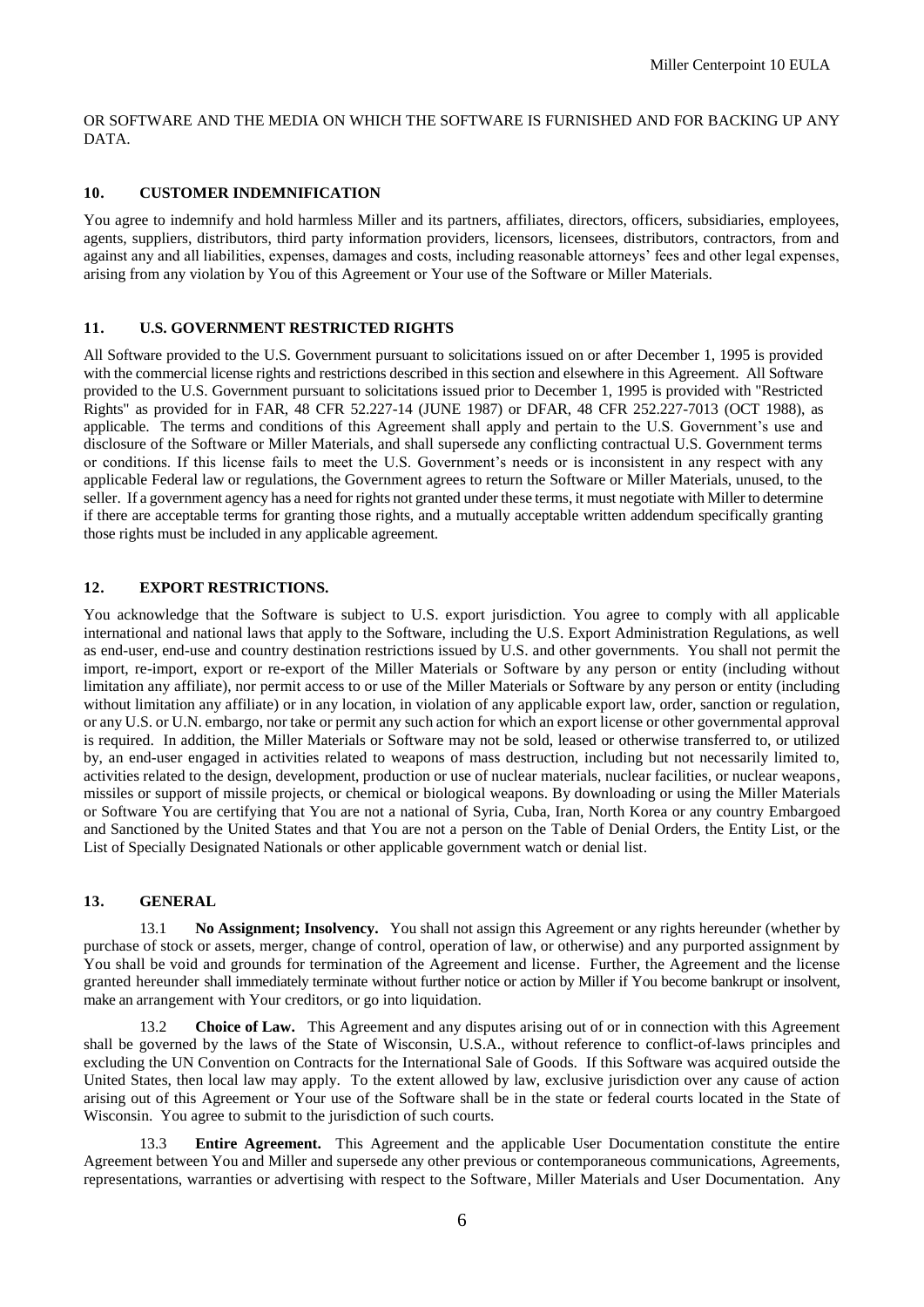OR SOFTWARE AND THE MEDIA ON WHICH THE SOFTWARE IS FURNISHED AND FOR BACKING UP ANY DATA.

## 10. CUSTOMER INDEMNIFICATION

You agree to indemnify and hold harmless Miller and its partners, affiliates, directors, officers, subsidiaries, employees, agents, suppliers, distributors, third party information providers, licensors, licensees, distributors, contractors, from and against any and all liabilities, expenses, damages and costs, including reasonable attorneys' fees and other legal expenses, arising from any violation by You of this Agreement or Your use of the Software or Miller Materials.

## 11. U.S. GOVERNMENT RESTRICTED RIGHTS

All Software provided to the U.S. Government pursuant to solicitations issued on or after December 1, 1995 is provided with the commercial license rights and restrictions described in this section and elsewhere in this Agreement. All Software provided to the U.S. Government pursuant to solicitations issued prior to December 1, 1995 is provided with "Restricted Rights" as provided for in FAR, 48 CFR 52.227-14 (JUNE 1987) or DFAR, 48 CFR 252.227-7013 (OCT 1988), as applicable. The terms and conditions of this Agreement shall apply and pertain to the U.S. Government's use and disclosure of the Software or Miller Materials, and shall supersede any conflicting contractual U.S. Government terms or conditions. If this license fails to meet the U.S. Government's needs or is inconsistent in any respect with any applicable Federal law or regulations, the Government agrees to return the Software or Miller Materials, unused, to the seller. If a government agency has a need for rights not granted under these terms, it must negotiate with Miller to determine if there are acceptable terms for granting those rights, and a mutually acceptable written addendum specifically granting those rights must be included in any applicable agreement.

## 12. EXPORT RESTRICTIONS.

You acknowledge that the Software is subject to U.S. export jurisdiction. You agree to comply with all applicable international and national laws that apply to the Software, including the U.S. Export Administration Regulations, as well as end-user, end-use and country destination restrictions issued by U.S. and other governments. You shall not permit the import, re-import, export or re-export of the Miller Materials or Software by any person or entity (including without limitation any affiliate), nor permit access to or use of the Miller Materials or Software by any person or entity (including without limitation any affiliate) or in any location, in violation of any applicable export law, order, sanction or regulation, or any U.S. or U.N. embargo, nor take or permit any such action for which an export license or other governmental approval is required. In addition, the Miller Materials or Software may not be sold, leased or otherwise transferred to, or utilized by, an end-user engaged in activities related to weapons of mass destruction, including but not necessarily limited to, activities related to the design, development, production or use of nuclear materials, nuclear facilities, or nuclear weapons, missiles or support of missile projects, or chemical or biological weapons. By downloading or using the Miller Materials or Software You are certifying that You are not a national of Syria, Cuba, Iran, North Korea or any country Embargoed and Sanctioned by the United States and that You are not a person on the Table of Denial Orders, the Entity List, or the List of Specially Designated Nationals or other applicable government watch or denial list.

## 13. GENERAL

13.1 **No Assignment; Insolvency.** You shall not assign this Agreement or any rights hereunder (whether by purchase of stock or assets, merger, change of control, operation of law, or otherwise) and any purported assignment by You shall be void and grounds for termination of the Agreement and license. Further, the Agreement and the license granted hereunder shall immediately terminate without further notice or action by Miller if You become bankrupt or insolvent, make an arrangement with Your creditors, or go into liquidation.

13.2 **Choice of Law.** This Agreement and any disputes arising out of or in connection with this Agreement shall be governed by the laws of the State of Wisconsin, U.S.A., without reference to conflict-of-laws principles and excluding the UN Convention on Contracts for the International Sale of Goods. If this Software was acquired outside the United States, then local law may apply. To the extent allowed by law, exclusive jurisdiction over any cause of action arising out of this Agreement or Your use of the Software shall be in the state or federal courts located in the State of Wisconsin. You agree to submit to the jurisdiction of such courts.

13.3 **Entire Agreement.** This Agreement and the applicable User Documentation constitute the entire Agreement between You and Miller and supersede any other previous or contemporaneous communications, Agreements, representations, warranties or advertising with respect to the Software, Miller Materials and User Documentation. Any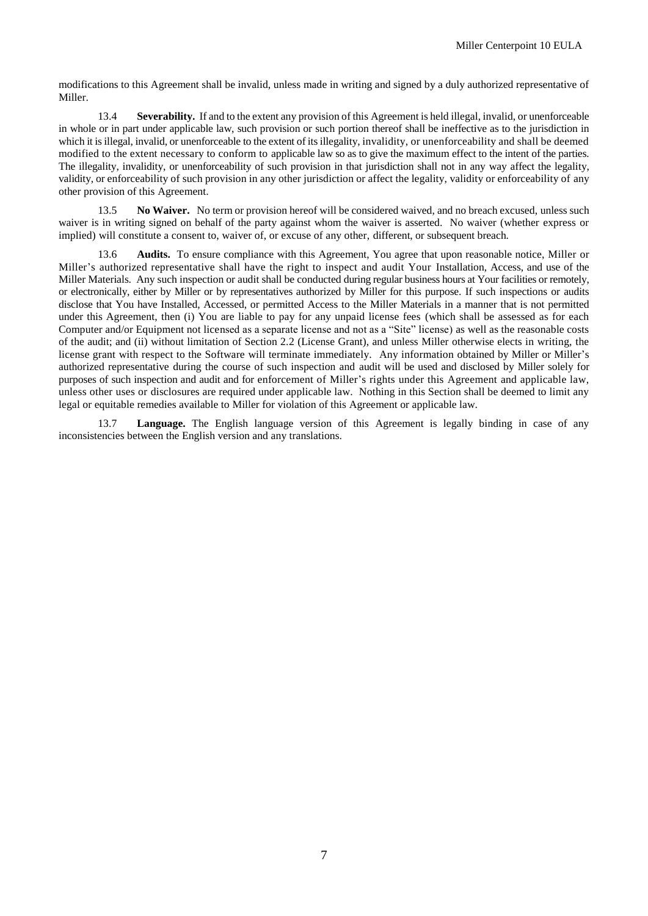modifications to this Agreement shall be invalid, unless made in writing and signed by a duly authorized representative of Miller.

13.4 **Severability.** If and to the extent any provision of this Agreement is held illegal, invalid, or unenforceable in whole or in part under applicable law, such provision or such portion thereof shall be ineffective as to the jurisdiction in which it is illegal, invalid, or unenforceable to the extent of its illegality, invalidity, or unenforceability and shall be deemed modified to the extent necessary to conform to applicable law so as to give the maximum effect to the intent of the parties. The illegality, invalidity, or unenforceability of such provision in that jurisdiction shall not in any way affect the legality, validity, or enforceability of such provision in any other jurisdiction or affect the legality, validity or enforceability of any other provision of this Agreement.

13.5 **No Waiver.** No term or provision hereof will be considered waived, and no breach excused, unless such waiver is in writing signed on behalf of the party against whom the waiver is asserted. No waiver (whether express or implied) will constitute a consent to, waiver of, or excuse of any other, different, or subsequent breach.

13.6 **Audits.** To ensure compliance with this Agreement, You agree that upon reasonable notice, Miller or Miller's authorized representative shall have the right to inspect and audit Your Installation, Access, and use of the Miller Materials. Any such inspection or audit shall be conducted during regular business hours at Your facilities or remotely, or electronically, either by Miller or by representatives authorized by Miller for this purpose. If such inspections or audits disclose that You have Installed, Accessed, or permitted Access to the Miller Materials in a manner that is not permitted under this Agreement, then (i) You are liable to pay for any unpaid license fees (which shall be assessed as for each Computer and/or Equipment not licensed as a separate license and not as a "Site" license) as well as the reasonable costs of the audit; and (ii) without limitation of Section 2.2 (License Grant), and unless Miller otherwise elects in writing, the license grant with respect to the Software will terminate immediately. Any information obtained by Miller or Miller's authorized representative during the course of such inspection and audit will be used and disclosed by Miller solely for purposes of such inspection and audit and for enforcement of Miller's rights under this Agreement and applicable law, unless other uses or disclosures are required under applicable law. Nothing in this Section shall be deemed to limit any legal or equitable remedies available to Miller for violation of this Agreement or applicable law.

13.7 **Language.** The English language version of this Agreement is legally binding in case of any inconsistencies between the English version and any translations.